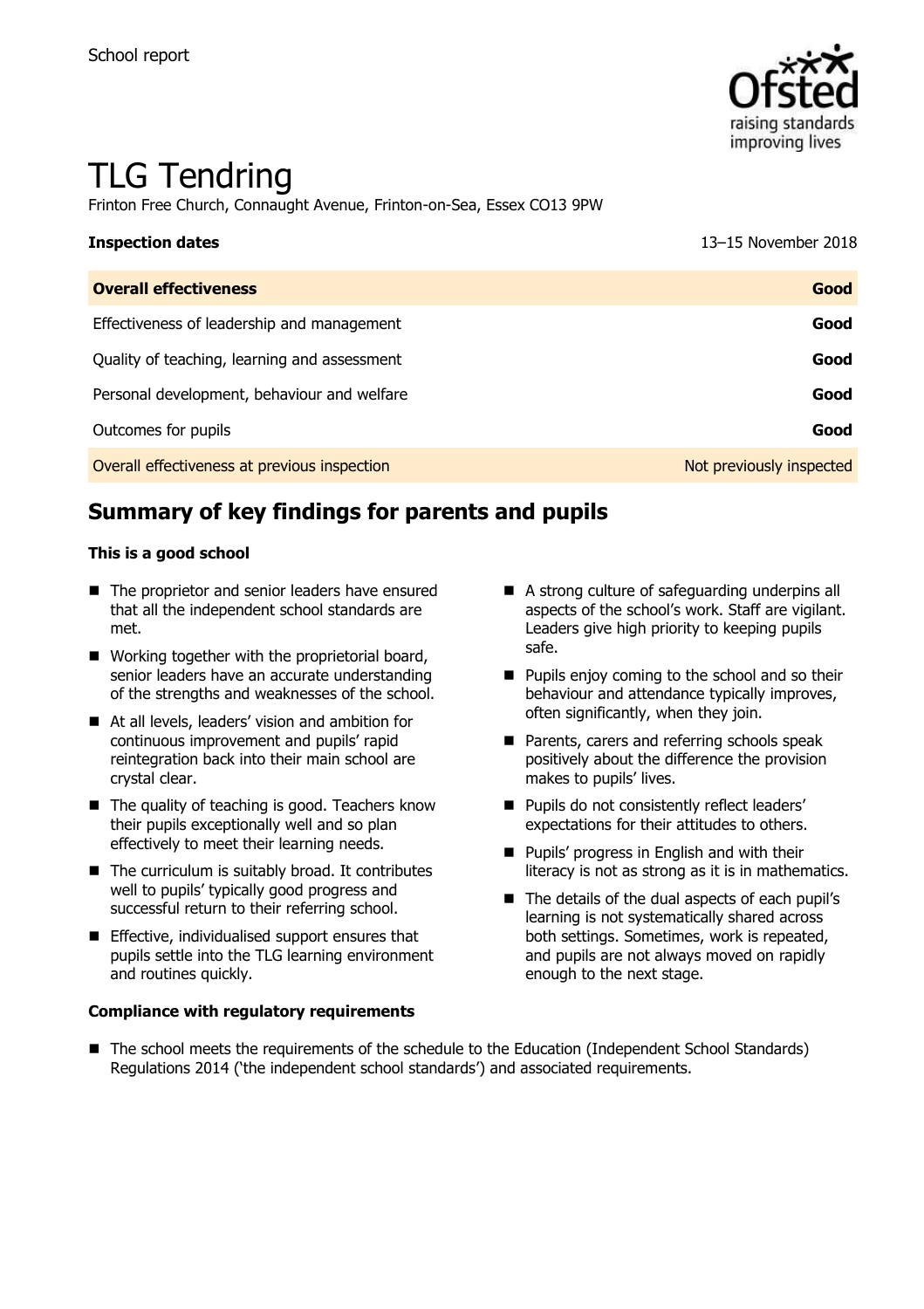School report

# TLG Tendring

Frinton Free Church, Connaught Avenue, Frinton-on-Sea, Essex CO13 9PW

| **Inspection dates** | 13–15 November 2018 |
|---|---|
| **Overall effectiveness** | **Good** |
| Effectiveness of leadership and management | **Good** |
| Quality of teaching, learning and assessment | **Good** |
| Personal development, behaviour and welfare | **Good** |
| Outcomes for pupils | **Good** |
| Overall effectiveness at previous inspection | Not previously inspected |

## Summary of key findings for parents and pupils

**This is a good school**

- The proprietor and senior leaders have ensured that all the independent school standards are met.
- Working together with the proprietorial board, senior leaders have an accurate understanding of the strengths and weaknesses of the school.
- At all levels, leaders' vision and ambition for continuous improvement and pupils' rapid reintegration back into their main school are crystal clear.
- The quality of teaching is good. Teachers know their pupils exceptionally well and so plan effectively to meet their learning needs.
- The curriculum is suitably broad. It contributes well to pupils' typically good progress and successful return to their referring school.
- Effective, individualised support ensures that pupils settle into the TLG learning environment and routines quickly.
- A strong culture of safeguarding underpins all aspects of the school's work. Staff are vigilant. Leaders give high priority to keeping pupils safe.
- Pupils enjoy coming to the school and so their behaviour and attendance typically improves, often significantly, when they join.
- Parents, carers and referring schools speak positively about the difference the provision makes to pupils' lives.
- Pupils do not consistently reflect leaders' expectations for their attitudes to others.
- Pupils' progress in English and with their literacy is not as strong as it is in mathematics.
- The details of the dual aspects of each pupil's learning is not systematically shared across both settings. Sometimes, work is repeated, and pupils are not always moved on rapidly enough to the next stage.

**Compliance with regulatory requirements**

- The school meets the requirements of the schedule to the Education (Independent School Standards) Regulations 2014 ('the independent school standards') and associated requirements.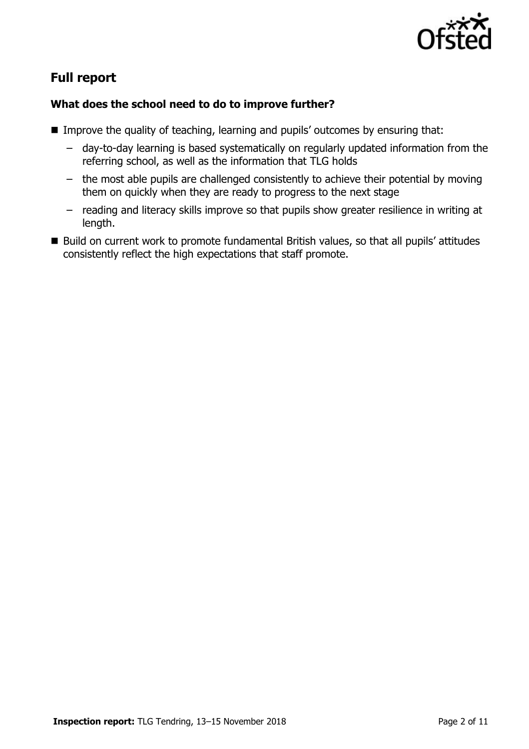## Full report

### What does the school need to do to improve further?

- Improve the quality of teaching, learning and pupils' outcomes by ensuring that:
  - day-to-day learning is based systematically on regularly updated information from the referring school, as well as the information that TLG holds
  - the most able pupils are challenged consistently to achieve their potential by moving them on quickly when they are ready to progress to the next stage
  - reading and literacy skills improve so that pupils show greater resilience in writing at length.
- Build on current work to promote fundamental British values, so that all pupils' attitudes consistently reflect the high expectations that staff promote.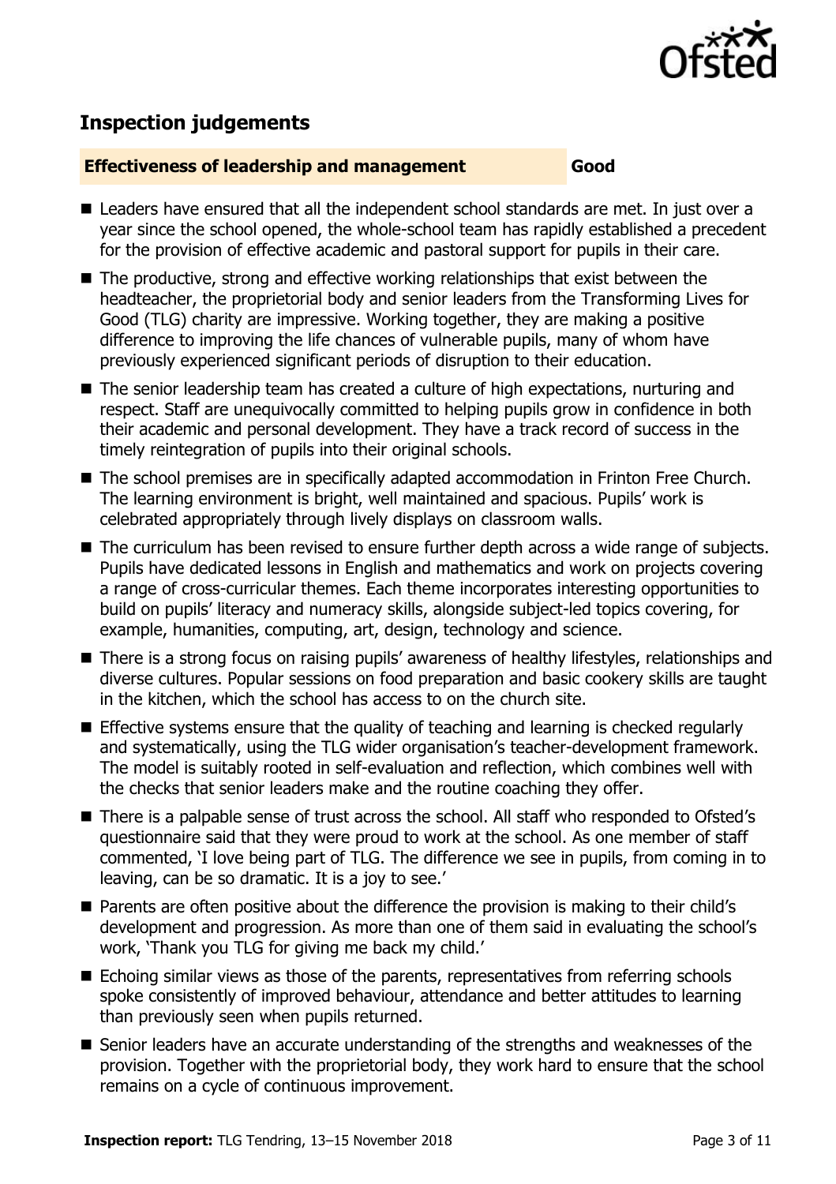## Inspection judgements

| **Effectiveness of leadership and management** | **Good** |
| --- | --- |

- Leaders have ensured that all the independent school standards are met. In just over a year since the school opened, the whole-school team has rapidly established a precedent for the provision of effective academic and pastoral support for pupils in their care.
- The productive, strong and effective working relationships that exist between the headteacher, the proprietorial body and senior leaders from the Transforming Lives for Good (TLG) charity are impressive. Working together, they are making a positive difference to improving the life chances of vulnerable pupils, many of whom have previously experienced significant periods of disruption to their education.
- The senior leadership team has created a culture of high expectations, nurturing and respect. Staff are unequivocally committed to helping pupils grow in confidence in both their academic and personal development. They have a track record of success in the timely reintegration of pupils into their original schools.
- The school premises are in specifically adapted accommodation in Frinton Free Church. The learning environment is bright, well maintained and spacious. Pupils' work is celebrated appropriately through lively displays on classroom walls.
- The curriculum has been revised to ensure further depth across a wide range of subjects. Pupils have dedicated lessons in English and mathematics and work on projects covering a range of cross-curricular themes. Each theme incorporates interesting opportunities to build on pupils' literacy and numeracy skills, alongside subject-led topics covering, for example, humanities, computing, art, design, technology and science.
- There is a strong focus on raising pupils' awareness of healthy lifestyles, relationships and diverse cultures. Popular sessions on food preparation and basic cookery skills are taught in the kitchen, which the school has access to on the church site.
- Effective systems ensure that the quality of teaching and learning is checked regularly and systematically, using the TLG wider organisation's teacher-development framework. The model is suitably rooted in self-evaluation and reflection, which combines well with the checks that senior leaders make and the routine coaching they offer.
- There is a palpable sense of trust across the school. All staff who responded to Ofsted's questionnaire said that they were proud to work at the school. As one member of staff commented, 'I love being part of TLG. The difference we see in pupils, from coming in to leaving, can be so dramatic. It is a joy to see.'
- Parents are often positive about the difference the provision is making to their child's development and progression. As more than one of them said in evaluating the school's work, 'Thank you TLG for giving me back my child.'
- Echoing similar views as those of the parents, representatives from referring schools spoke consistently of improved behaviour, attendance and better attitudes to learning than previously seen when pupils returned.
- Senior leaders have an accurate understanding of the strengths and weaknesses of the provision. Together with the proprietorial body, they work hard to ensure that the school remains on a cycle of continuous improvement.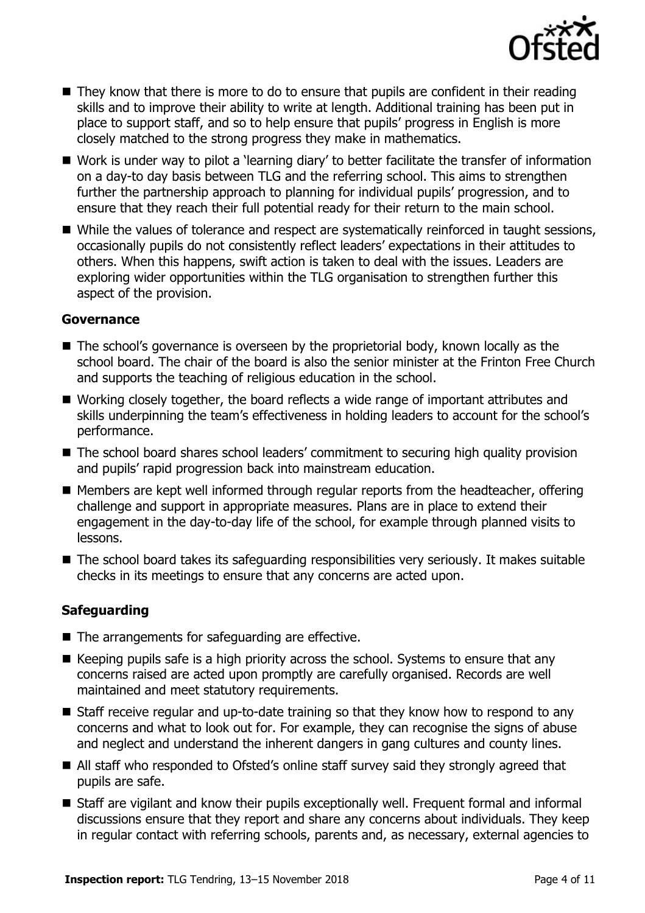- They know that there is more to do to ensure that pupils are confident in their reading skills and to improve their ability to write at length. Additional training has been put in place to support staff, and so to help ensure that pupils' progress in English is more closely matched to the strong progress they make in mathematics.
- Work is under way to pilot a 'learning diary' to better facilitate the transfer of information on a day-to day basis between TLG and the referring school. This aims to strengthen further the partnership approach to planning for individual pupils' progression, and to ensure that they reach their full potential ready for their return to the main school.
- While the values of tolerance and respect are systematically reinforced in taught sessions, occasionally pupils do not consistently reflect leaders' expectations in their attitudes to others. When this happens, swift action is taken to deal with the issues. Leaders are exploring wider opportunities within the TLG organisation to strengthen further this aspect of the provision.

### Governance

- The school's governance is overseen by the proprietorial body, known locally as the school board. The chair of the board is also the senior minister at the Frinton Free Church and supports the teaching of religious education in the school.
- Working closely together, the board reflects a wide range of important attributes and skills underpinning the team's effectiveness in holding leaders to account for the school's performance.
- The school board shares school leaders' commitment to securing high quality provision and pupils' rapid progression back into mainstream education.
- Members are kept well informed through regular reports from the headteacher, offering challenge and support in appropriate measures. Plans are in place to extend their engagement in the day-to-day life of the school, for example through planned visits to lessons.
- The school board takes its safeguarding responsibilities very seriously. It makes suitable checks in its meetings to ensure that any concerns are acted upon.

### Safeguarding

- The arrangements for safeguarding are effective.
- Keeping pupils safe is a high priority across the school. Systems to ensure that any concerns raised are acted upon promptly are carefully organised. Records are well maintained and meet statutory requirements.
- Staff receive regular and up-to-date training so that they know how to respond to any concerns and what to look out for. For example, they can recognise the signs of abuse and neglect and understand the inherent dangers in gang cultures and county lines.
- All staff who responded to Ofsted's online staff survey said they strongly agreed that pupils are safe.
- Staff are vigilant and know their pupils exceptionally well. Frequent formal and informal discussions ensure that they report and share any concerns about individuals. They keep in regular contact with referring schools, parents and, as necessary, external agencies to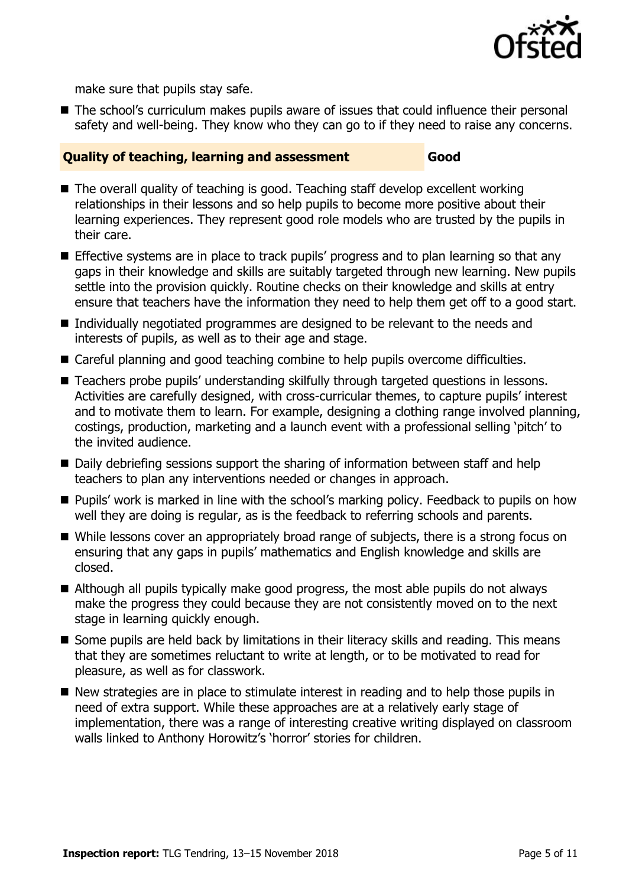make sure that pupils stay safe.

- The school's curriculum makes pupils aware of issues that could influence their personal safety and well-being. They know who they can go to if they need to raise any concerns.

| Quality of teaching, learning and assessment | Good |
| --- | --- |

- The overall quality of teaching is good. Teaching staff develop excellent working relationships in their lessons and so help pupils to become more positive about their learning experiences. They represent good role models who are trusted by the pupils in their care.
- Effective systems are in place to track pupils' progress and to plan learning so that any gaps in their knowledge and skills are suitably targeted through new learning. New pupils settle into the provision quickly. Routine checks on their knowledge and skills at entry ensure that teachers have the information they need to help them get off to a good start.
- Individually negotiated programmes are designed to be relevant to the needs and interests of pupils, as well as to their age and stage.
- Careful planning and good teaching combine to help pupils overcome difficulties.
- Teachers probe pupils' understanding skilfully through targeted questions in lessons. Activities are carefully designed, with cross-curricular themes, to capture pupils' interest and to motivate them to learn. For example, designing a clothing range involved planning, costings, production, marketing and a launch event with a professional selling 'pitch' to the invited audience.
- Daily debriefing sessions support the sharing of information between staff and help teachers to plan any interventions needed or changes in approach.
- Pupils' work is marked in line with the school's marking policy. Feedback to pupils on how well they are doing is regular, as is the feedback to referring schools and parents.
- While lessons cover an appropriately broad range of subjects, there is a strong focus on ensuring that any gaps in pupils' mathematics and English knowledge and skills are closed.
- Although all pupils typically make good progress, the most able pupils do not always make the progress they could because they are not consistently moved on to the next stage in learning quickly enough.
- Some pupils are held back by limitations in their literacy skills and reading. This means that they are sometimes reluctant to write at length, or to be motivated to read for pleasure, as well as for classwork.
- New strategies are in place to stimulate interest in reading and to help those pupils in need of extra support. While these approaches are at a relatively early stage of implementation, there was a range of interesting creative writing displayed on classroom walls linked to Anthony Horowitz's 'horror' stories for children.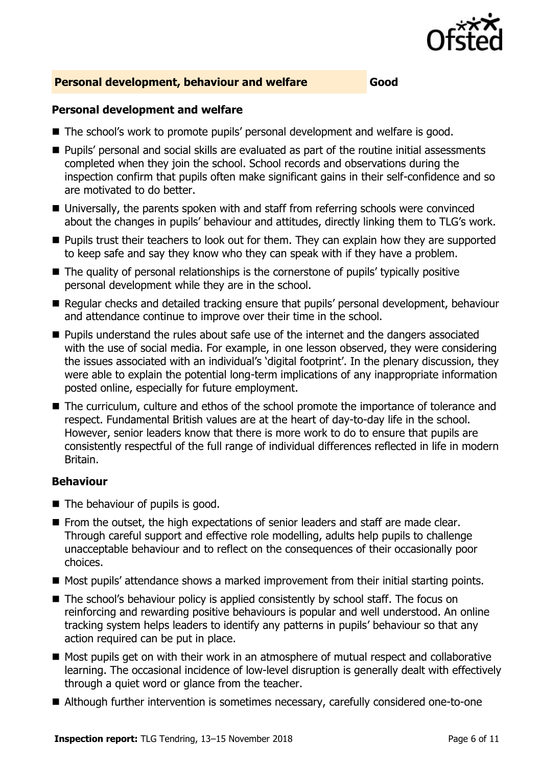## Personal development, behaviour and welfare — Good

### Personal development and welfare

- The school's work to promote pupils' personal development and welfare is good.
- Pupils' personal and social skills are evaluated as part of the routine initial assessments completed when they join the school. School records and observations during the inspection confirm that pupils often make significant gains in their self-confidence and so are motivated to do better.
- Universally, the parents spoken with and staff from referring schools were convinced about the changes in pupils' behaviour and attitudes, directly linking them to TLG's work.
- Pupils trust their teachers to look out for them. They can explain how they are supported to keep safe and say they know who they can speak with if they have a problem.
- The quality of personal relationships is the cornerstone of pupils' typically positive personal development while they are in the school.
- Regular checks and detailed tracking ensure that pupils' personal development, behaviour and attendance continue to improve over their time in the school.
- Pupils understand the rules about safe use of the internet and the dangers associated with the use of social media. For example, in one lesson observed, they were considering the issues associated with an individual's 'digital footprint'. In the plenary discussion, they were able to explain the potential long-term implications of any inappropriate information posted online, especially for future employment.
- The curriculum, culture and ethos of the school promote the importance of tolerance and respect. Fundamental British values are at the heart of day-to-day life in the school. However, senior leaders know that there is more work to do to ensure that pupils are consistently respectful of the full range of individual differences reflected in life in modern Britain.

### Behaviour

- The behaviour of pupils is good.
- From the outset, the high expectations of senior leaders and staff are made clear. Through careful support and effective role modelling, adults help pupils to challenge unacceptable behaviour and to reflect on the consequences of their occasionally poor choices.
- Most pupils' attendance shows a marked improvement from their initial starting points.
- The school's behaviour policy is applied consistently by school staff. The focus on reinforcing and rewarding positive behaviours is popular and well understood. An online tracking system helps leaders to identify any patterns in pupils' behaviour so that any action required can be put in place.
- Most pupils get on with their work in an atmosphere of mutual respect and collaborative learning. The occasional incidence of low-level disruption is generally dealt with effectively through a quiet word or glance from the teacher.
- Although further intervention is sometimes necessary, carefully considered one-to-one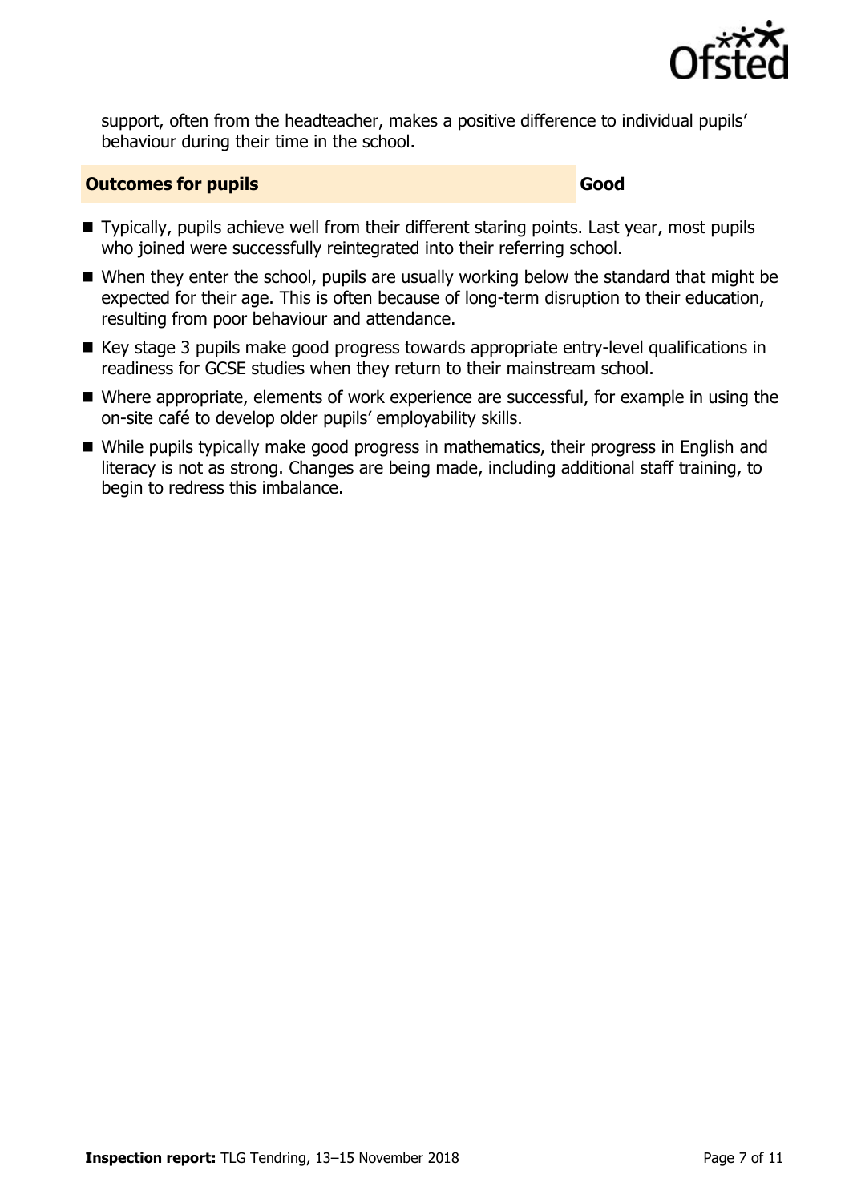support, often from the headteacher, makes a positive difference to individual pupils' behaviour during their time in the school.

### Outcomes for pupils — Good

- Typically, pupils achieve well from their different staring points. Last year, most pupils who joined were successfully reintegrated into their referring school.
- When they enter the school, pupils are usually working below the standard that might be expected for their age. This is often because of long-term disruption to their education, resulting from poor behaviour and attendance.
- Key stage 3 pupils make good progress towards appropriate entry-level qualifications in readiness for GCSE studies when they return to their mainstream school.
- Where appropriate, elements of work experience are successful, for example in using the on-site café to develop older pupils' employability skills.
- While pupils typically make good progress in mathematics, their progress in English and literacy is not as strong. Changes are being made, including additional staff training, to begin to redress this imbalance.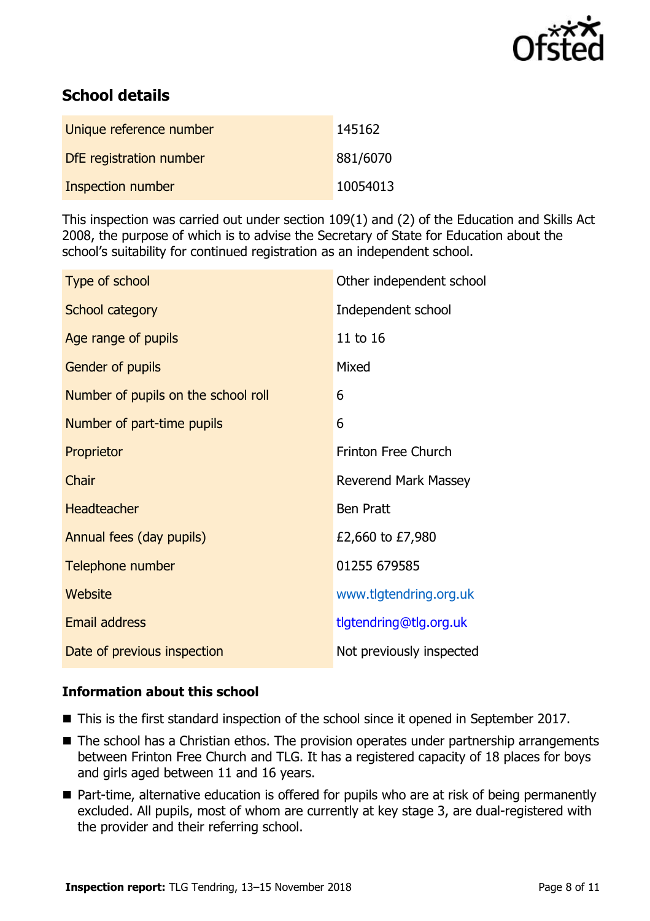## School details

| | |
|---|---|
| Unique reference number | 145162 |
| DfE registration number | 881/6070 |
| Inspection number | 10054013 |

This inspection was carried out under section 109(1) and (2) of the Education and Skills Act 2008, the purpose of which is to advise the Secretary of State for Education about the school's suitability for continued registration as an independent school.

| | |
|---|---|
| Type of school | Other independent school |
| School category | Independent school |
| Age range of pupils | 11 to 16 |
| Gender of pupils | Mixed |
| Number of pupils on the school roll | 6 |
| Number of part-time pupils | 6 |
| Proprietor | Frinton Free Church |
| Chair | Reverend Mark Massey |
| Headteacher | Ben Pratt |
| Annual fees (day pupils) | £2,660 to £7,980 |
| Telephone number | 01255 679585 |
| Website | www.tlgtendring.org.uk |
| Email address | tlgtendring@tlg.org.uk |
| Date of previous inspection | Not previously inspected |

### Information about this school

- This is the first standard inspection of the school since it opened in September 2017.
- The school has a Christian ethos. The provision operates under partnership arrangements between Frinton Free Church and TLG. It has a registered capacity of 18 places for boys and girls aged between 11 and 16 years.
- Part-time, alternative education is offered for pupils who are at risk of being permanently excluded. All pupils, most of whom are currently at key stage 3, are dual-registered with the provider and their referring school.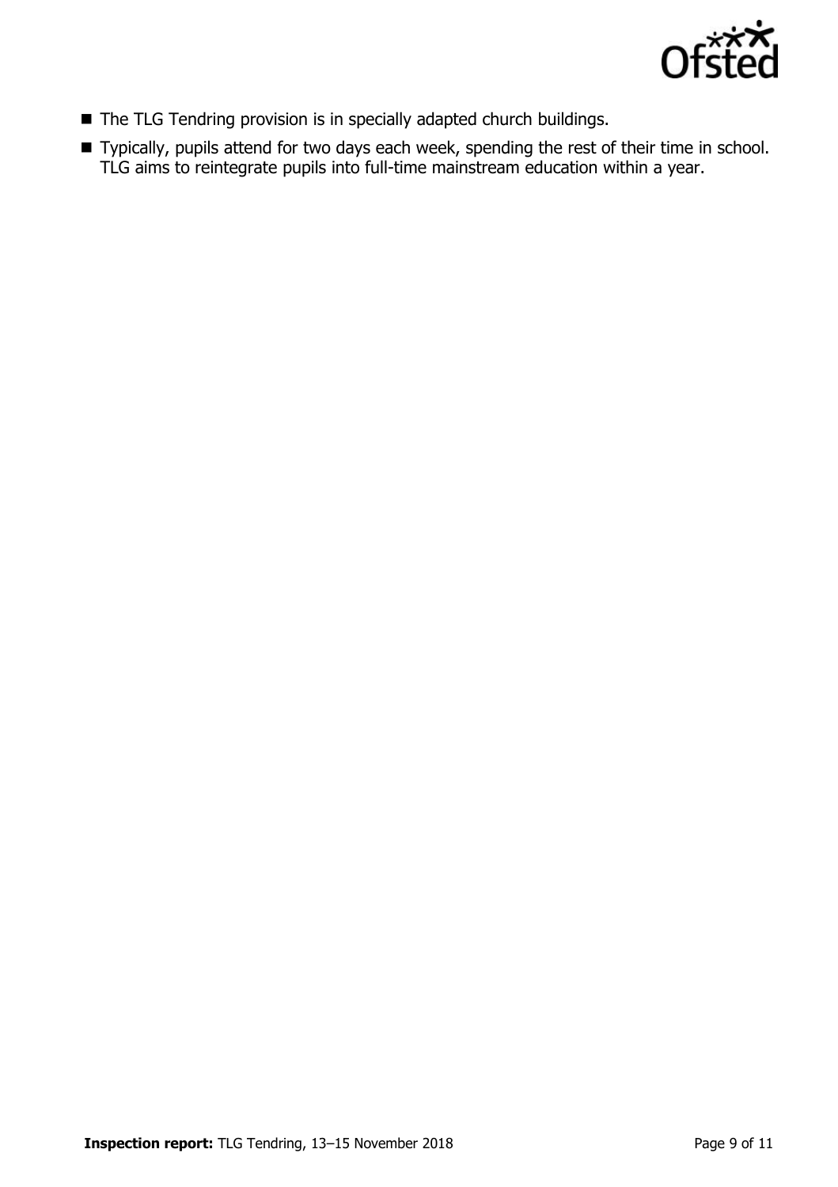- The TLG Tendring provision is in specially adapted church buildings.
- Typically, pupils attend for two days each week, spending the rest of their time in school. TLG aims to reintegrate pupils into full-time mainstream education within a year.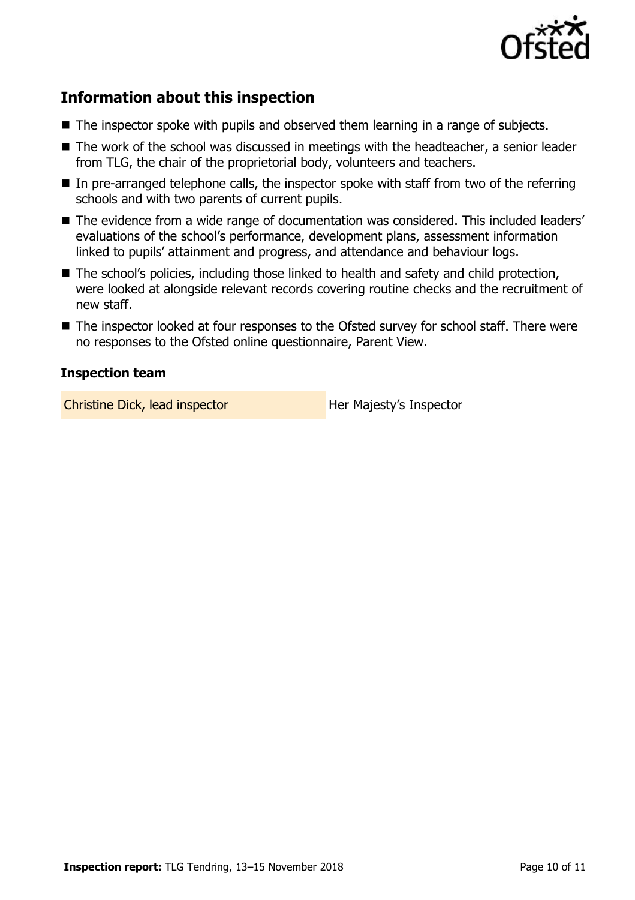## Information about this inspection

- The inspector spoke with pupils and observed them learning in a range of subjects.
- The work of the school was discussed in meetings with the headteacher, a senior leader from TLG, the chair of the proprietorial body, volunteers and teachers.
- In pre-arranged telephone calls, the inspector spoke with staff from two of the referring schools and with two parents of current pupils.
- The evidence from a wide range of documentation was considered. This included leaders' evaluations of the school's performance, development plans, assessment information linked to pupils' attainment and progress, and attendance and behaviour logs.
- The school's policies, including those linked to health and safety and child protection, were looked at alongside relevant records covering routine checks and the recruitment of new staff.
- The inspector looked at four responses to the Ofsted survey for school staff. There were no responses to the Ofsted online questionnaire, Parent View.

### Inspection team

| | |
|---|---|
| Christine Dick, lead inspector | Her Majesty's Inspector |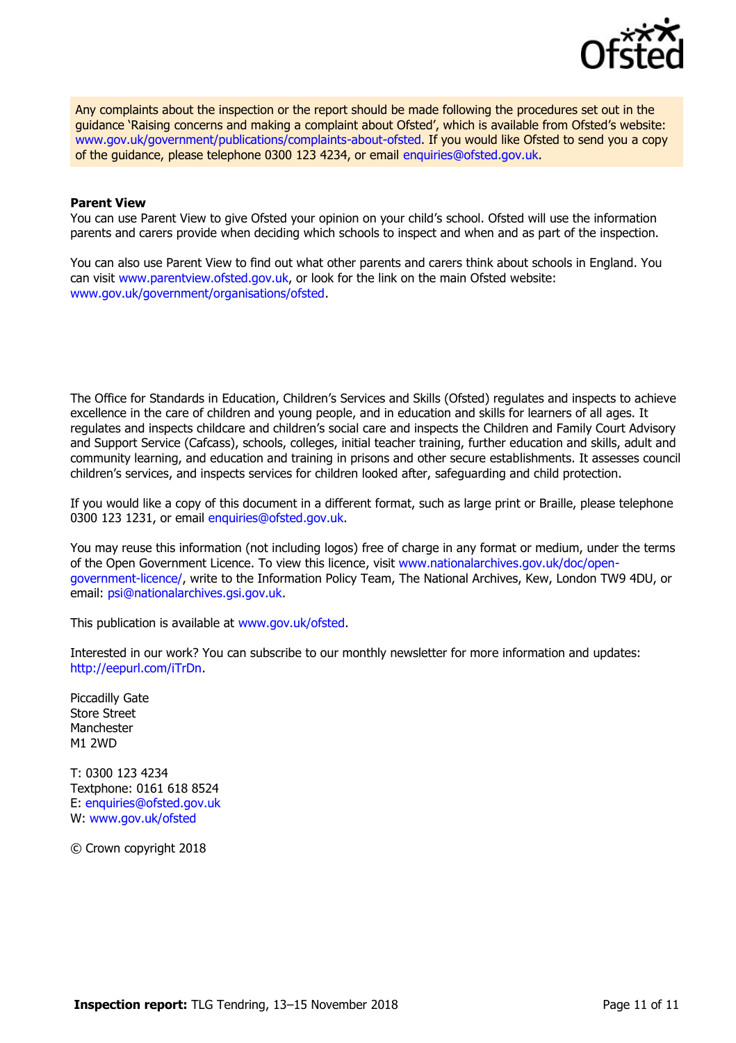Any complaints about the inspection or the report should be made following the procedures set out in the guidance 'Raising concerns and making a complaint about Ofsted', which is available from Ofsted's website: www.gov.uk/government/publications/complaints-about-ofsted. If you would like Ofsted to send you a copy of the guidance, please telephone 0300 123 4234, or email enquiries@ofsted.gov.uk.

**Parent View**

You can use Parent View to give Ofsted your opinion on your child's school. Ofsted will use the information parents and carers provide when deciding which schools to inspect and when and as part of the inspection.

You can also use Parent View to find out what other parents and carers think about schools in England. You can visit www.parentview.ofsted.gov.uk, or look for the link on the main Ofsted website: www.gov.uk/government/organisations/ofsted.

The Office for Standards in Education, Children's Services and Skills (Ofsted) regulates and inspects to achieve excellence in the care of children and young people, and in education and skills for learners of all ages. It regulates and inspects childcare and children's social care and inspects the Children and Family Court Advisory and Support Service (Cafcass), schools, colleges, initial teacher training, further education and skills, adult and community learning, and education and training in prisons and other secure establishments. It assesses council children's services, and inspects services for children looked after, safeguarding and child protection.

If you would like a copy of this document in a different format, such as large print or Braille, please telephone 0300 123 1231, or email enquiries@ofsted.gov.uk.

You may reuse this information (not including logos) free of charge in any format or medium, under the terms of the Open Government Licence. To view this licence, visit www.nationalarchives.gov.uk/doc/open-government-licence/, write to the Information Policy Team, The National Archives, Kew, London TW9 4DU, or email: psi@nationalarchives.gsi.gov.uk.

This publication is available at www.gov.uk/ofsted.

Interested in our work? You can subscribe to our monthly newsletter for more information and updates: http://eepurl.com/iTrDn.

Piccadilly Gate
Store Street
Manchester
M1 2WD

T: 0300 123 4234
Textphone: 0161 618 8524
E: enquiries@ofsted.gov.uk
W: www.gov.uk/ofsted

© Crown copyright 2018